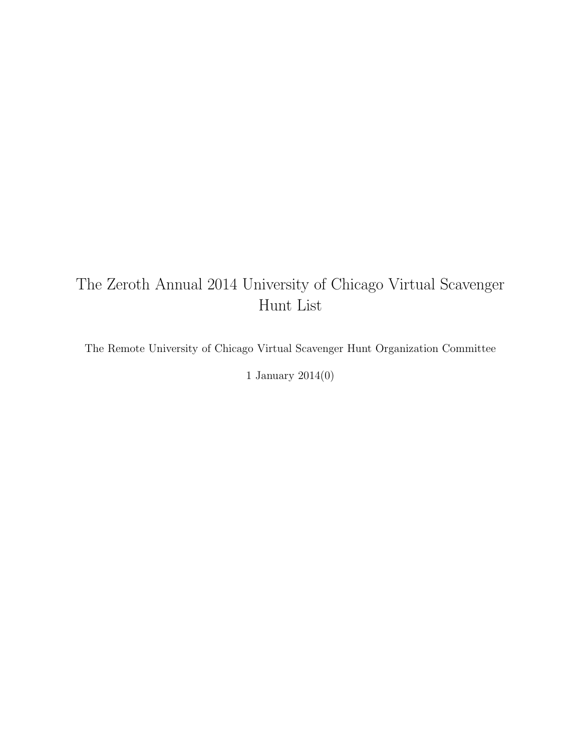# The Zeroth Annual 2014 University of Chicago Virtual Scavenger Hunt List

The Remote University of Chicago Virtual Scavenger Hunt Organization Committee

1 January 2014(0)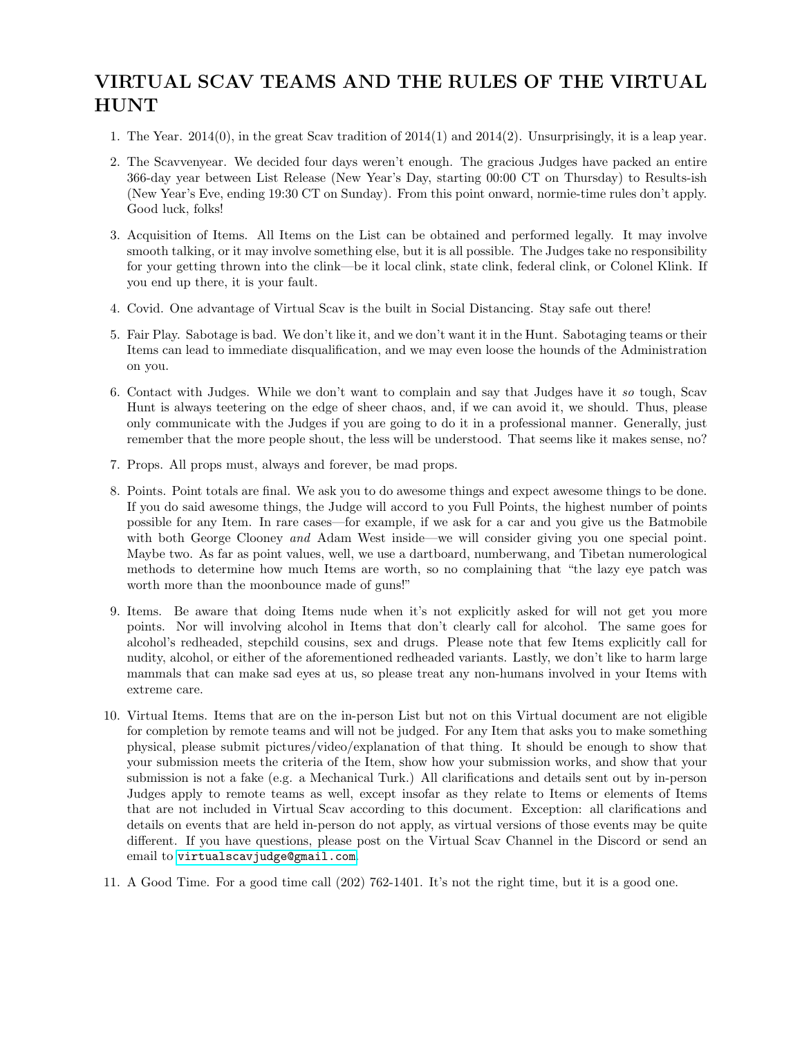# VIRTUAL SCAV TEAMS AND THE RULES OF THE VIRTUAL HUNT

1. The Year. 2014(0), in the great Scav tradition of 2014(1) and 2014(2). Unsurprisingly, it is a leap year.

2. The Scavvenyear. We decided four days weren't enough. The gracious Judges have packed an entire 366-day year between List Release (New Year's Day, starting 00:00 CT on Thursday) to Results-ish (New Year's Eve, ending 19:30 CT on Sunday). From this point onward, normie-time rules don't apply. Good luck, folks!

3. Acquisition of Items. All Items on the List can be obtained and performed legally. It may involve smooth talking, or it may involve something else, but it is all possible. The Judges take no responsibility for your getting thrown into the clink—be it local clink, state clink, federal clink, or Colonel Klink. If you end up there, it is your fault.

4. Covid. One advantage of Virtual Scav is the built in Social Distancing. Stay safe out there!

5. Fair Play. Sabotage is bad. We don't like it, and we don't want it in the Hunt. Sabotaging teams or their Items can lead to immediate disqualification, and we may even loose the hounds of the Administration on you.

6. Contact with Judges. While we don't want to complain and say that Judges have it *so* tough, Scav Hunt is always teetering on the edge of sheer chaos, and, if we can avoid it, we should. Thus, please only communicate with the Judges if you are going to do it in a professional manner. Generally, just remember that the more people shout, the less will be understood. That seems like it makes sense, no?

7. Props. All props must, always and forever, be mad props.

8. Points. Point totals are final. We ask you to do awesome things and expect awesome things to be done. If you do said awesome things, the Judge will accord to you Full Points, the highest number of points possible for any Item. In rare cases—for example, if we ask for a car and you give us the Batmobile with both George Clooney *and* Adam West inside—we will consider giving you one special point. Maybe two. As far as point values, well, we use a dartboard, numberwang, and Tibetan numerological methods to determine how much Items are worth, so no complaining that "the lazy eye patch was worth more than the moonbounce made of guns!"

9. Items. Be aware that doing Items nude when it's not explicitly asked for will not get you more points. Nor will involving alcohol in Items that don't clearly call for alcohol. The same goes for alcohol's redheaded, stepchild cousins, sex and drugs. Please note that few Items explicitly call for nudity, alcohol, or either of the aforementioned redheaded variants. Lastly, we don't like to harm large mammals that can make sad eyes at us, so please treat any non-humans involved in your Items with extreme care.

10. Virtual Items. Items that are on the in-person List but not on this Virtual document are not eligible for completion by remote teams and will not be judged. For any Item that asks you to make something physical, please submit pictures/video/explanation of that thing. It should be enough to show that your submission meets the criteria of the Item, show how your submission works, and show that your submission is not a fake (e.g. a Mechanical Turk.) All clarifications and details sent out by in-person Judges apply to remote teams as well, except insofar as they relate to Items or elements of Items that are not included in Virtual Scav according to this document. Exception: all clarifications and details on events that are held in-person do not apply, as virtual versions of those events may be quite different. If you have questions, please post on the Virtual Scav Channel in the Discord or send an email to virtualscavjudge@gmail.com.

11. A Good Time. For a good time call (202) 762-1401. It's not the right time, but it is a good one.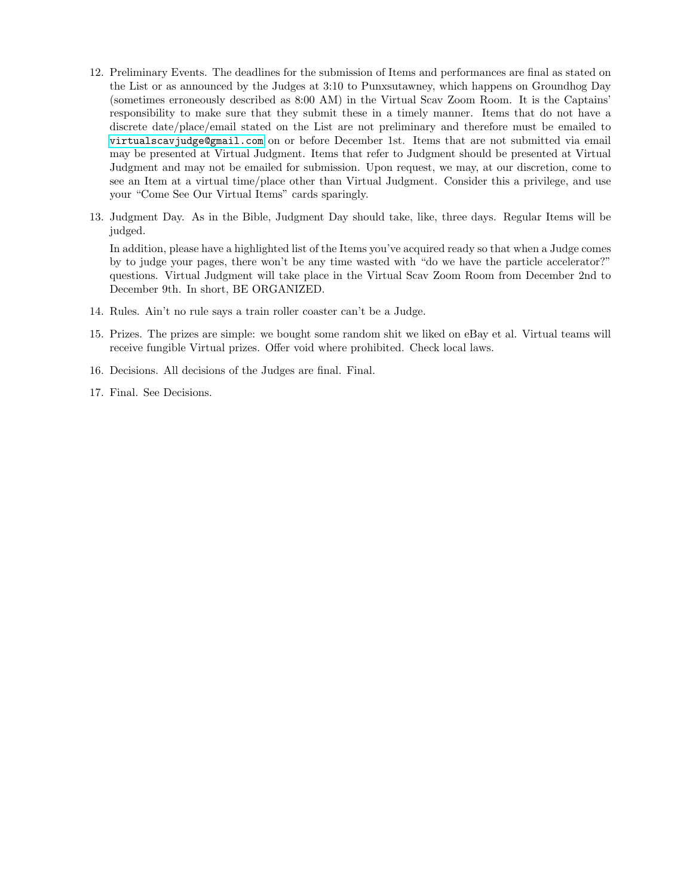12. Preliminary Events. The deadlines for the submission of Items and performances are final as stated on the List or as announced by the Judges at 3:10 to Punxsutawney, which happens on Groundhog Day (sometimes erroneously described as 8:00 AM) in the Virtual Scav Zoom Room. It is the Captains' responsibility to make sure that they submit these in a timely manner. Items that do not have a discrete date/place/email stated on the List are not preliminary and therefore must be emailed to `virtualscavjudge@gmail.com` on or before December 1st. Items that are not submitted via email may be presented at Virtual Judgment. Items that refer to Judgment should be presented at Virtual Judgment and may not be emailed for submission. Upon request, we may, at our discretion, come to see an Item at a virtual time/place other than Virtual Judgment. Consider this a privilege, and use your "Come See Our Virtual Items" cards sparingly.

13. Judgment Day. As in the Bible, Judgment Day should take, like, three days. Regular Items will be judged.

    In addition, please have a highlighted list of the Items you've acquired ready so that when a Judge comes by to judge your pages, there won't be any time wasted with "do we have the particle accelerator?" questions. Virtual Judgment will take place in the Virtual Scav Zoom Room from December 2nd to December 9th. In short, BE ORGANIZED.

14. Rules. Ain't no rule says a train roller coaster can't be a Judge.

15. Prizes. The prizes are simple: we bought some random shit we liked on eBay et al. Virtual teams will receive fungible Virtual prizes. Offer void where prohibited. Check local laws.

16. Decisions. All decisions of the Judges are final. Final.

17. Final. See Decisions.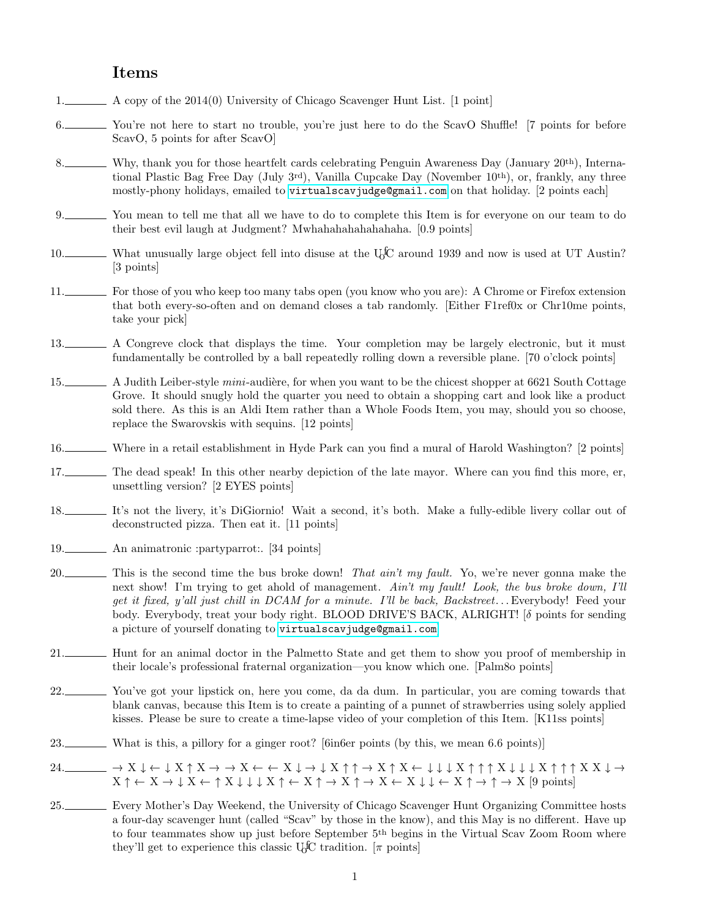## Items

1.________ A copy of the 2014(0) University of Chicago Scavenger Hunt List. [1 point]

6.________ You're not here to start no trouble, you're just here to do the ScavO Shuffle! [7 points for before ScavO, 5 points for after ScavO]

8.________ Why, thank you for those heartfelt cards celebrating Penguin Awareness Day (January 20th), International Plastic Bag Free Day (July 3rd), Vanilla Cupcake Day (November 10th), or, frankly, any three mostly-phony holidays, emailed to virtualscavjudge@gmail.com on that holiday. [2 points each]

9.________ You mean to tell me that all we have to do to complete this Item is for everyone on our team to do their best evil laugh at Judgment? Mwhahahahahahahaha. [0.9 points]

10.________ What unusually large object fell into disuse at the UofC around 1939 and now is used at UT Austin? [3 points]

11.________ For those of you who keep too many tabs open (you know who you are): A Chrome or Firefox extension that both every-so-often and on demand closes a tab randomly. [Either F1ref0x or Chr10me points, take your pick]

13.________ A Congreve clock that displays the time. Your completion may be largely electronic, but it must fundamentally be controlled by a ball repeatedly rolling down a reversible plane. [70 o'clock points]

15.________ A Judith Leiber-style *mini*-audière, for when you want to be the chicest shopper at 6621 South Cottage Grove. It should snugly hold the quarter you need to obtain a shopping cart and look like a product sold there. As this is an Aldi Item rather than a Whole Foods Item, you may, should you so choose, replace the Swarovskis with sequins. [12 points]

16.________ Where in a retail establishment in Hyde Park can you find a mural of Harold Washington? [2 points]

17.________ The dead speak! In this other nearby depiction of the late mayor. Where can you find this more, er, unsettling version? [2 EYES points]

18.________ It's not the livery, it's DiGiornio! Wait a second, it's both. Make a fully-edible livery collar out of deconstructed pizza. Then eat it. [11 points]

19.________ An animatronic :partyparrot:. [34 points]

20.________ This is the second time the bus broke down! *That ain't my fault.* Yo, we're never gonna make the next show! I'm trying to get ahold of management. *Ain't my fault! Look, the bus broke down, I'll get it fixed, y'all just chill in DCAM for a minute. I'll be back, Backstreet...* Everybody! Feed your body. Everybody, treat your body right. BLOOD DRIVE'S BACK, ALRIGHT! [$\delta$ points for sending a picture of yourself donating to virtualscavjudge@gmail.com]

21.________ Hunt for an animal doctor in the Palmetto State and get them to show you proof of membership in their locale's professional fraternal organization—you know which one. [Palm8o points]

22.________ You've got your lipstick on, here you come, da da dum. In particular, you are coming towards that blank canvas, because this Item is to create a painting of a punnet of strawberries using solely applied kisses. Please be sure to create a time-lapse video of your completion of this Item. [K11ss points]

23.________ What is this, a pillory for a ginger root? [6in6er points (by this, we mean 6.6 points)]

24.________ → X ↓ ← ↓ X ↑ X → → X ← ← X ↓ → ↓ X ↑ ↑ → X ↑ X ← ↓ ↓ ↓ X ↑ ↑ ↑ X ↓ ↓ ↓ X ↑ ↑ ↑ X X ↓ → X ↑ ← X → ↓ X ← ↑ X ↓ ↓ ↓ X ↑ ← X ↑ → X ↑ → X ← X ↓ ↓ ← X ↑ → ↑ → X [9 points]

25.________ Every Mother's Day Weekend, the University of Chicago Scavenger Hunt Organizing Committee hosts a four-day scavenger hunt (called "Scav" by those in the know), and this May is no different. Have up to four teammates show up just before September 5th begins in the Virtual Scav Zoom Room where they'll get to experience this classic UofC tradition. [$\pi$ points]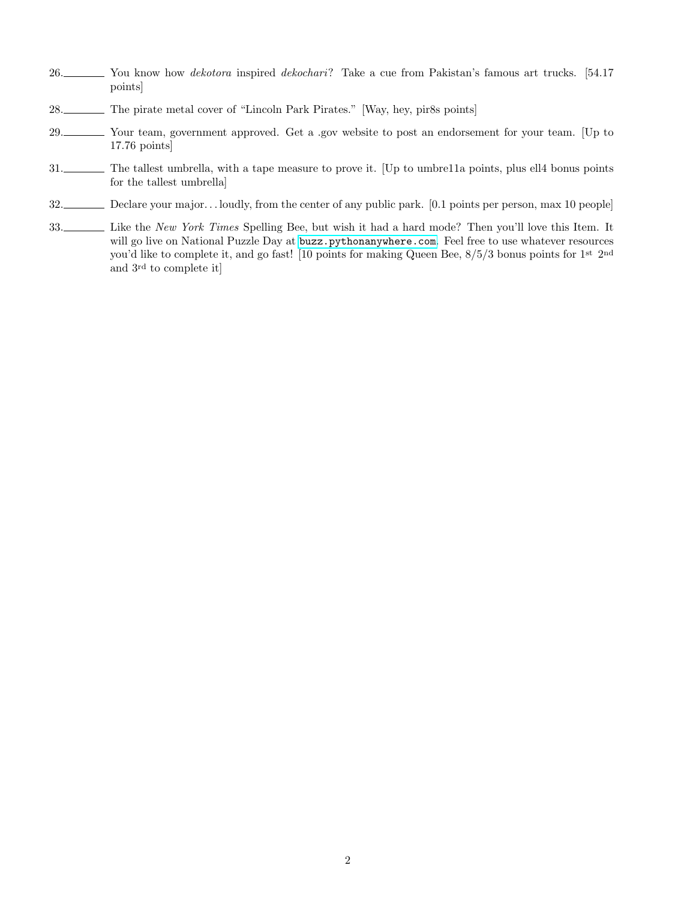26.\_\_\_\_\_\_\_\_ You know how *dekotora* inspired *dekochari*? Take a cue from Pakistan's famous art trucks. [54.17 points]

28.\_\_\_\_\_\_\_\_ The pirate metal cover of "Lincoln Park Pirates." [Way, hey, pir8s points]

29.\_\_\_\_\_\_\_\_ Your team, government approved. Get a .gov website to post an endorsement for your team. [Up to 17.76 points]

31.\_\_\_\_\_\_\_\_ The tallest umbrella, with a tape measure to prove it. [Up to umbre11a points, plus ell4 bonus points for the tallest umbrella]

32.\_\_\_\_\_\_\_\_ Declare your major. . . loudly, from the center of any public park. [0.1 points per person, max 10 people]

33.\_\_\_\_\_\_\_\_ Like the *New York Times* Spelling Bee, but wish it had a hard mode? Then you'll love this Item. It will go live on National Puzzle Day at `buzz.pythonanywhere.com`. Feel free to use whatever resources you'd like to complete it, and go fast! [10 points for making Queen Bee, 8/5/3 bonus points for 1st 2nd and 3rd to complete it]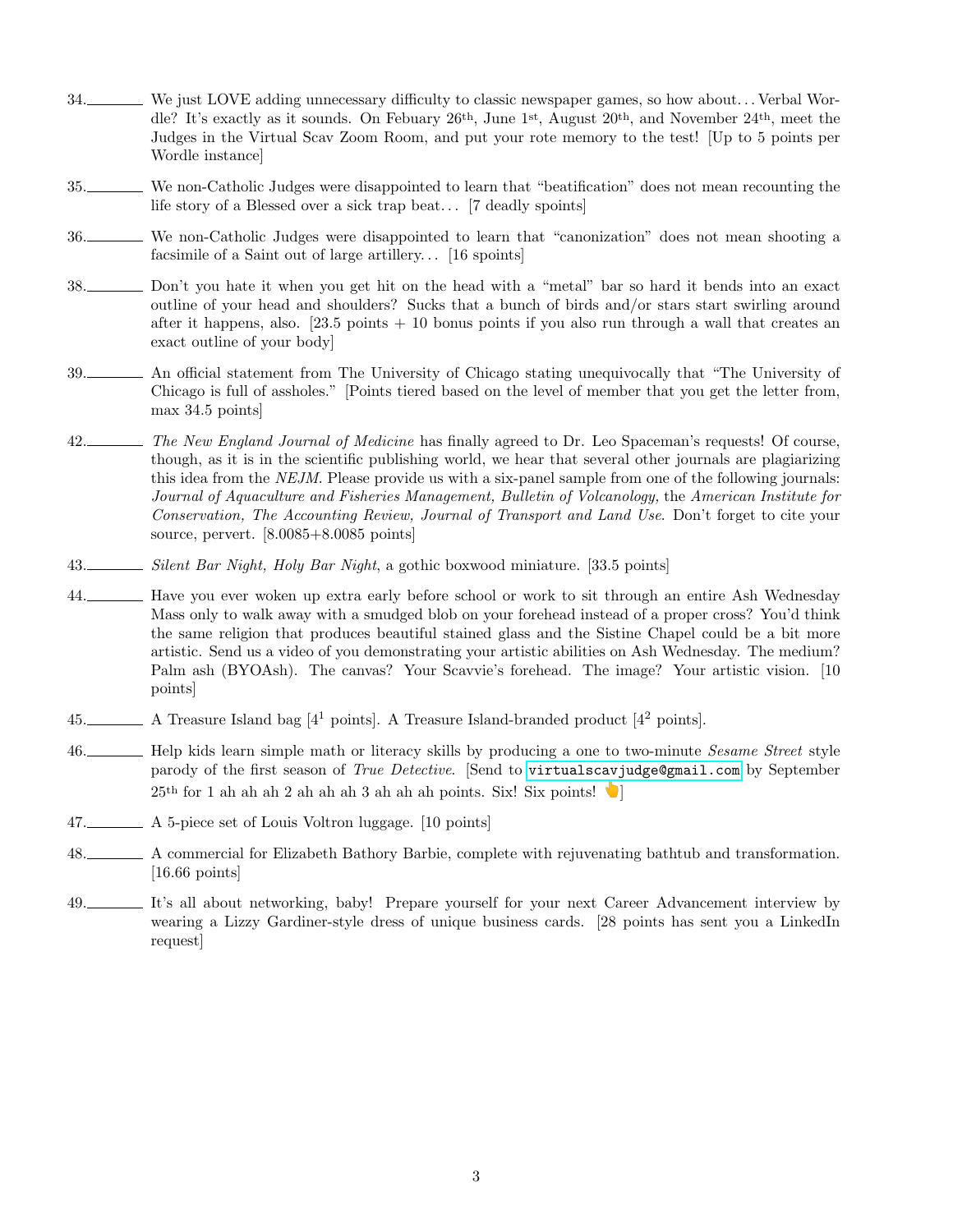34.________ We just LOVE adding unnecessary difficulty to classic newspaper games, so how about... Verbal Wordle? It's exactly as it sounds. On Febuary 26th, June 1st, August 20th, and November 24th, meet the Judges in the Virtual Scav Zoom Room, and put your rote memory to the test! [Up to 5 points per Wordle instance]

35.________ We non-Catholic Judges were disappointed to learn that "beatification" does not mean recounting the life story of a Blessed over a sick trap beat... [7 deadly spoints]

36.________ We non-Catholic Judges were disappointed to learn that "canonization" does not mean shooting a facsimile of a Saint out of large artillery... [16 spoints]

38.________ Don't you hate it when you get hit on the head with a "metal" bar so hard it bends into an exact outline of your head and shoulders? Sucks that a bunch of birds and/or stars start swirling around after it happens, also. [23.5 points + 10 bonus points if you also run through a wall that creates an exact outline of your body]

39.________ An official statement from The University of Chicago stating unequivocally that "The University of Chicago is full of assholes." [Points tiered based on the level of member that you get the letter from, max 34.5 points]

42.________ *The New England Journal of Medicine* has finally agreed to Dr. Leo Spaceman's requests! Of course, though, as it is in the scientific publishing world, we hear that several other journals are plagiarizing this idea from the *NEJM*. Please provide us with a six-panel sample from one of the following journals: *Journal of Aquaculture and Fisheries Management, Bulletin of Volcanology,* the *American Institute for Conservation, The Accounting Review, Journal of Transport and Land Use*. Don't forget to cite your source, pervert. [8.0085+8.0085 points]

43.________ *Silent Bar Night, Holy Bar Night*, a gothic boxwood miniature. [33.5 points]

44.________ Have you ever woken up extra early before school or work to sit through an entire Ash Wednesday Mass only to walk away with a smudged blob on your forehead instead of a proper cross? You'd think the same religion that produces beautiful stained glass and the Sistine Chapel could be a bit more artistic. Send us a video of you demonstrating your artistic abilities on Ash Wednesday. The medium? Palm ash (BYOAsh). The canvas? Your Scavvie's forehead. The image? Your artistic vision. [10 points]

45.________ A Treasure Island bag [$4^1$ points]. A Treasure Island-branded product [$4^2$ points].

46.________ Help kids learn simple math or literacy skills by producing a one to two-minute *Sesame Street* style parody of the first season of *True Detective*. [Send to virtualscavjudge@gmail.com by September 25th for 1 ah ah ah 2 ah ah ah 3 ah ah ah points. Six! Six points! 👆]

47.________ A 5-piece set of Louis Voltron luggage. [10 points]

48.________ A commercial for Elizabeth Bathory Barbie, complete with rejuvenating bathtub and transformation. [16.66 points]

49.________ It's all about networking, baby! Prepare yourself for your next Career Advancement interview by wearing a Lizzy Gardiner-style dress of unique business cards. [28 points has sent you a LinkedIn request]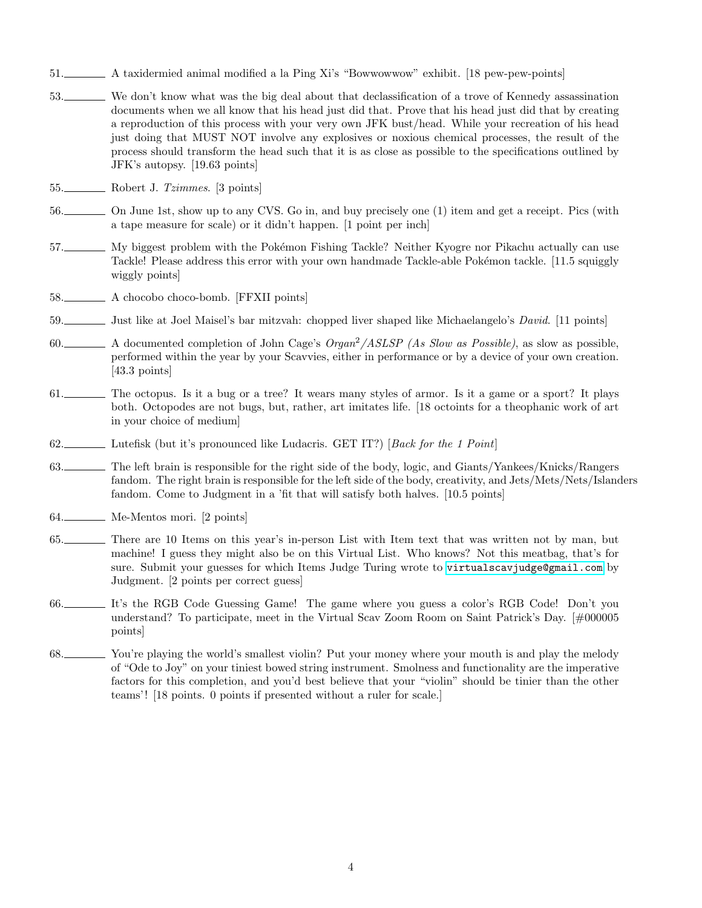51.\_\_\_\_\_\_\_\_ A taxidermied animal modified a la Ping Xi's "Bowwowwow" exhibit. [18 pew-pew-points]

53.\_\_\_\_\_\_\_\_ We don't know what was the big deal about that declassification of a trove of Kennedy assassination documents when we all know that his head just did that. Prove that his head just did that by creating a reproduction of this process with your very own JFK bust/head. While your recreation of his head just doing that MUST NOT involve any explosives or noxious chemical processes, the result of the process should transform the head such that it is as close as possible to the specifications outlined by JFK's autopsy. [19.63 points]

55.\_\_\_\_\_\_\_\_ Robert J. *Tzimmes*. [3 points]

56.\_\_\_\_\_\_\_\_ On June 1st, show up to any CVS. Go in, and buy precisely one (1) item and get a receipt. Pics (with a tape measure for scale) or it didn't happen. [1 point per inch]

57.\_\_\_\_\_\_\_\_ My biggest problem with the Pokémon Fishing Tackle? Neither Kyogre nor Pikachu actually can use Tackle! Please address this error with your own handmade Tackle-able Pokémon tackle. [11.5 squiggly wiggly points]

58.\_\_\_\_\_\_\_\_ A chocobo choco-bomb. [FFXII points]

59.\_\_\_\_\_\_\_\_ Just like at Joel Maisel's bar mitzvah: chopped liver shaped like Michaelangelo's *David*. [11 points]

60.\_\_\_\_\_\_\_\_ A documented completion of John Cage's *Organ*$^2$*/ASLSP (As Slow as Possible)*, as slow as possible, performed within the year by your Scavvies, either in performance or by a device of your own creation. [43.3 points]

61.\_\_\_\_\_\_\_\_ The octopus. Is it a bug or a tree? It wears many styles of armor. Is it a game or a sport? It plays both. Octopodes are not bugs, but, rather, art imitates life. [18 octoints for a theophanic work of art in your choice of medium]

62.\_\_\_\_\_\_\_\_ Lutefisk (but it's pronounced like Ludacris. GET IT?) [*Back for the 1 Point*]

63.\_\_\_\_\_\_\_\_ The left brain is responsible for the right side of the body, logic, and Giants/Yankees/Knicks/Rangers fandom. The right brain is responsible for the left side of the body, creativity, and Jets/Mets/Nets/Islanders fandom. Come to Judgment in a 'fit that will satisfy both halves. [10.5 points]

64.\_\_\_\_\_\_\_\_ Me-Mentos mori. [2 points]

65.\_\_\_\_\_\_\_\_ There are 10 Items on this year's in-person List with Item text that was written not by man, but machine! I guess they might also be on this Virtual List. Who knows? Not this meatbag, that's for sure. Submit your guesses for which Items Judge Turing wrote to virtualscavjudge@gmail.com by Judgment. [2 points per correct guess]

66.\_\_\_\_\_\_\_\_ It's the RGB Code Guessing Game! The game where you guess a color's RGB Code! Don't you understand? To participate, meet in the Virtual Scav Zoom Room on Saint Patrick's Day. [#000005 points]

68.\_\_\_\_\_\_\_\_ You're playing the world's smallest violin? Put your money where your mouth is and play the melody of "Ode to Joy" on your tiniest bowed string instrument. Smolness and functionality are the imperative factors for this completion, and you'd best believe that your "violin" should be tinier than the other teams'! [18 points. 0 points if presented without a ruler for scale.]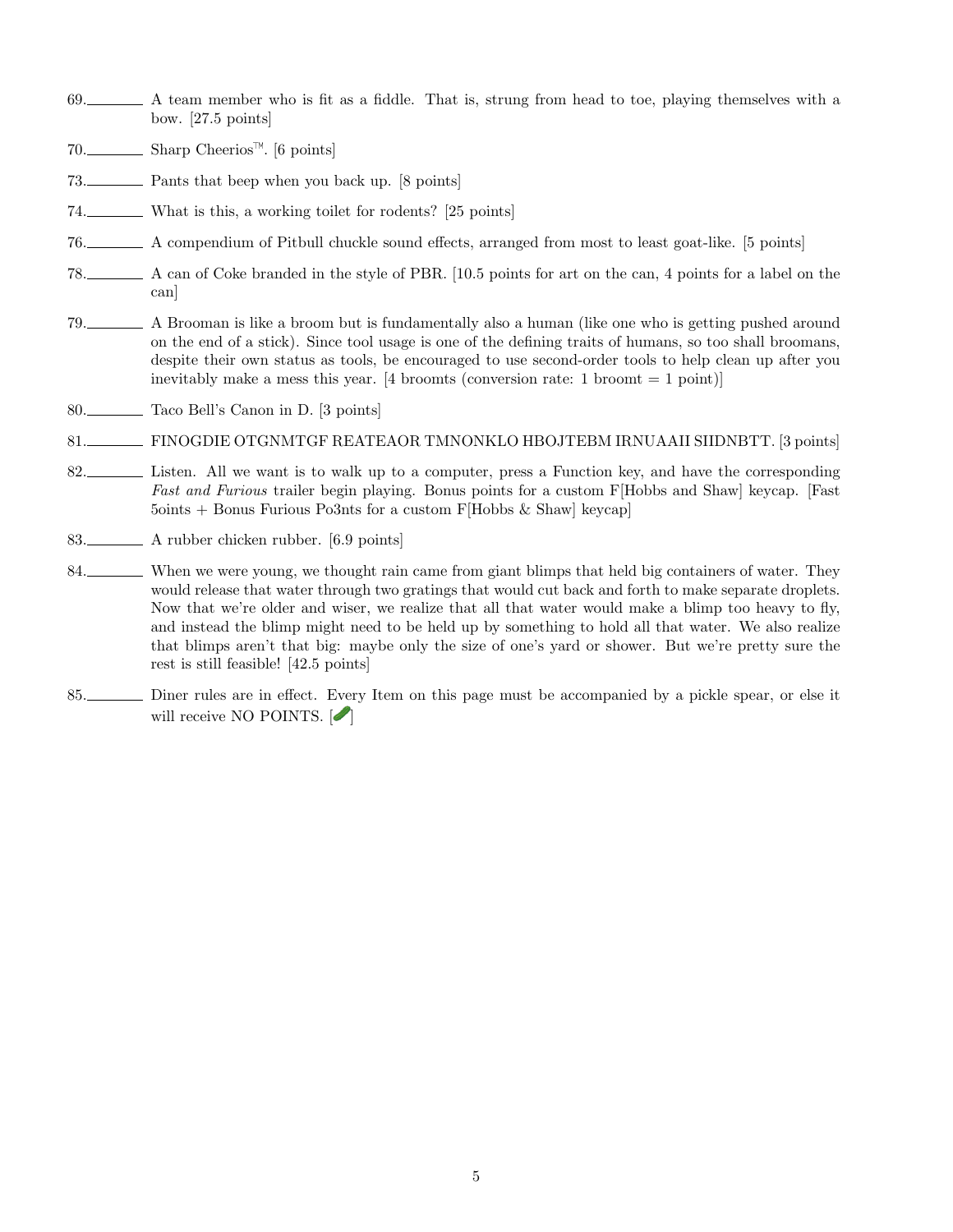69.________ A team member who is fit as a fiddle. That is, strung from head to toe, playing themselves with a bow. [27.5 points]

70.________ Sharp Cheerios™. [6 points]

73.________ Pants that beep when you back up. [8 points]

74.________ What is this, a working toilet for rodents? [25 points]

76.________ A compendium of Pitbull chuckle sound effects, arranged from most to least goat-like. [5 points]

78.________ A can of Coke branded in the style of PBR. [10.5 points for art on the can, 4 points for a label on the can]

79.________ A Brooman is like a broom but is fundamentally also a human (like one who is getting pushed around on the end of a stick). Since tool usage is one of the defining traits of humans, so too shall broomans, despite their own status as tools, be encouraged to use second-order tools to help clean up after you inevitably make a mess this year. [4 broomts (conversion rate: 1 broomt = 1 point)]

80.________ Taco Bell's Canon in D. [3 points]

81.________ FINOGDIE OTGNMTGF REATEAOR TMNONKLO HBOJTEBM IRNUAAII SIIDNBTT. [3 points]

82.________ Listen. All we want is to walk up to a computer, press a Function key, and have the corresponding *Fast and Furious* trailer begin playing. Bonus points for a custom F[Hobbs and Shaw] keycap. [Fast 5oints + Bonus Furious Po3nts for a custom F[Hobbs & Shaw] keycap]

83.________ A rubber chicken rubber. [6.9 points]

84.________ When we were young, we thought rain came from giant blimps that held big containers of water. They would release that water through two gratings that would cut back and forth to make separate droplets. Now that we're older and wiser, we realize that all that water would make a blimp too heavy to fly, and instead the blimp might need to be held up by something to hold all that water. We also realize that blimps aren't that big: maybe only the size of one's yard or shower. But we're pretty sure the rest is still feasible! [42.5 points]

85.________ Diner rules are in effect. Every Item on this page must be accompanied by a pickle spear, or else it will receive NO POINTS. [🥒]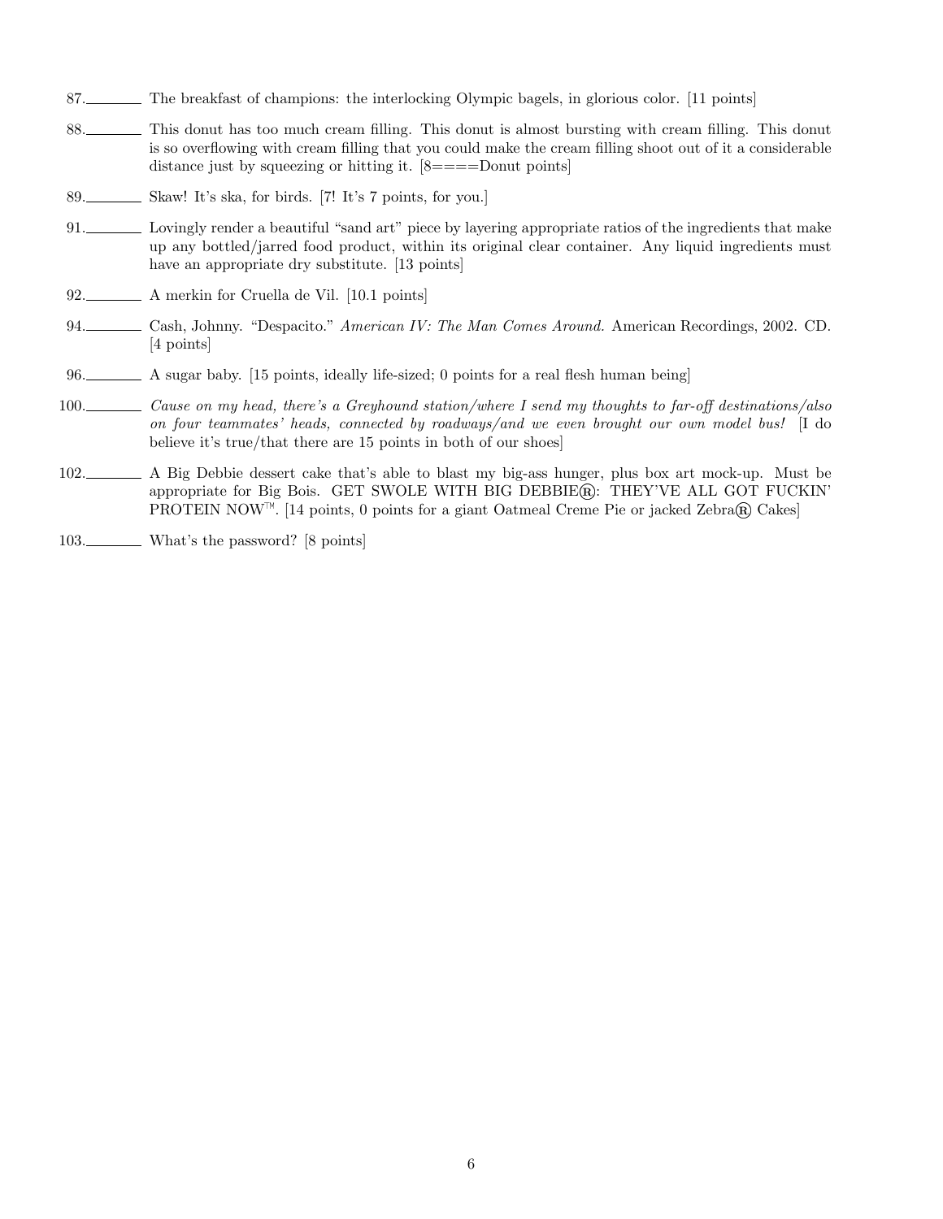87.________ The breakfast of champions: the interlocking Olympic bagels, in glorious color. [11 points]

88.________ This donut has too much cream filling. This donut is almost bursting with cream filling. This donut is so overflowing with cream filling that you could make the cream filling shoot out of it a considerable distance just by squeezing or hitting it. [8====Donut points]

89.________ Skaw! It's ska, for birds. [7! It's 7 points, for you.]

91.________ Lovingly render a beautiful "sand art" piece by layering appropriate ratios of the ingredients that make up any bottled/jarred food product, within its original clear container. Any liquid ingredients must have an appropriate dry substitute. [13 points]

92.________ A merkin for Cruella de Vil. [10.1 points]

94.________ Cash, Johnny. "Despacito." *American IV: The Man Comes Around.* American Recordings, 2002. CD. [4 points]

96.________ A sugar baby. [15 points, ideally life-sized; 0 points for a real flesh human being]

100.________ *Cause on my head, there's a Greyhound station/where I send my thoughts to far-off destinations/also on four teammates' heads, connected by roadways/and we even brought our own model bus!* [I do believe it's true/that there are 15 points in both of our shoes]

102.________ A Big Debbie dessert cake that's able to blast my big-ass hunger, plus box art mock-up. Must be appropriate for Big Bois. GET SWOLE WITH BIG DEBBIE®: THEY'VE ALL GOT FUCKIN' PROTEIN NOW™. [14 points, 0 points for a giant Oatmeal Creme Pie or jacked Zebra® Cakes]

103.________ What's the password? [8 points]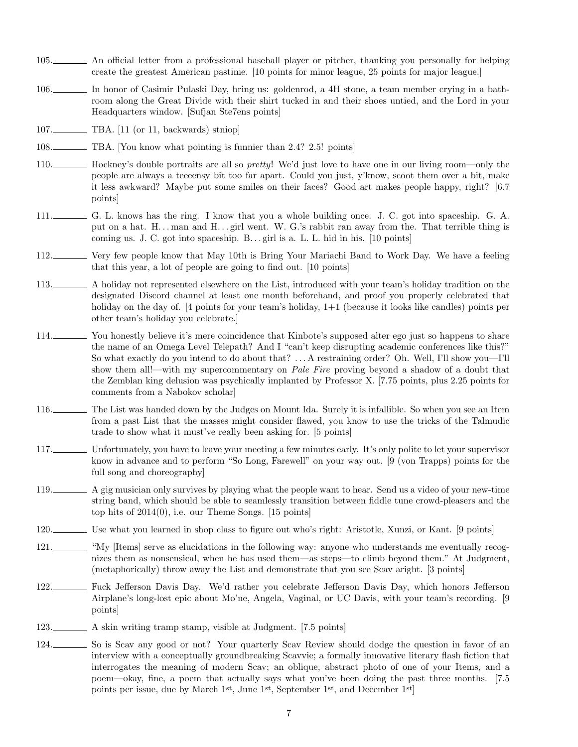105.________ An official letter from a professional baseball player or pitcher, thanking you personally for helping create the greatest American pastime. [10 points for minor league, 25 points for major league.]

106.________ In honor of Casimir Pulaski Day, bring us: goldenrod, a 4H stone, a team member crying in a bathroom along the Great Divide with their shirt tucked in and their shoes untied, and the Lord in your Headquarters window. [Sufjan Ste7ens points]

107.________ TBA. [11 (or 11, backwards) stniop]

108.________ TBA. [You know what pointing is funnier than 2.4? 2.5! points]

110.________ Hockney's double portraits are all so *pretty*! We'd just love to have one in our living room—only the people are always a teeeensy bit too far apart. Could you just, y'know, scoot them over a bit, make it less awkward? Maybe put some smiles on their faces? Good art makes people happy, right? [6.7 points]

111.________ G. L. knows has the ring. I know that you a whole building once. J. C. got into spaceship. G. A. put on a hat. H. . . man and H. . . girl went. W. G.'s rabbit ran away from the. That terrible thing is coming us. J. C. got into spaceship. B. . . girl is a. L. L. hid in his. [10 points]

112.________ Very few people know that May 10th is Bring Your Mariachi Band to Work Day. We have a feeling that this year, a lot of people are going to find out. [10 points]

113.________ A holiday not represented elsewhere on the List, introduced with your team's holiday tradition on the designated Discord channel at least one month beforehand, and proof you properly celebrated that holiday on the day of. [4 points for your team's holiday, 1+1 (because it looks like candles) points per other team's holiday you celebrate.]

114.________ You honestly believe it's mere coincidence that Kinbote's supposed alter ego just so happens to share the name of an Omega Level Telepath? And I "can't keep disrupting academic conferences like this?" So what exactly do you intend to do about that? . . . A restraining order? Oh. Well, I'll show you—I'll show them all!—with my supercommentary on *Pale Fire* proving beyond a shadow of a doubt that the Zemblan king delusion was psychically implanted by Professor X. [7.75 points, plus 2.25 points for comments from a Nabokov scholar]

116.________ The List was handed down by the Judges on Mount Ida. Surely it is infallible. So when you see an Item from a past List that the masses might consider flawed, you know to use the tricks of the Talmudic trade to show what it must've really been asking for. [5 points]

117.________ Unfortunately, you have to leave your meeting a few minutes early. It's only polite to let your supervisor know in advance and to perform "So Long, Farewell" on your way out. [9 (von Trapps) points for the full song and choreography]

119.________ A gig musician only survives by playing what the people want to hear. Send us a video of your new-time string band, which should be able to seamlessly transition between fiddle tune crowd-pleasers and the top hits of 2014(0), i.e. our Theme Songs. [15 points]

120.________ Use what you learned in shop class to figure out who's right: Aristotle, Xunzi, or Kant. [9 points]

121.________ "My [Items] serve as elucidations in the following way: anyone who understands me eventually recognizes them as nonsensical, when he has used them—as steps—to climb beyond them." At Judgment, (metaphorically) throw away the List and demonstrate that you see Scav aright. [3 points]

122.________ Fuck Jefferson Davis Day. We'd rather you celebrate Jefferson Davis Day, which honors Jefferson Airplane's long-lost epic about Mo'ne, Angela, Vaginal, or UC Davis, with your team's recording. [9 points]

123.________ A skin writing tramp stamp, visible at Judgment. [7.5 points]

124.________ So is Scav any good or not? Your quarterly Scav Review should dodge the question in favor of an interview with a conceptually groundbreaking Scavvie; a formally innovative literary flash fiction that interrogates the meaning of modern Scav; an oblique, abstract photo of one of your Items, and a poem—okay, fine, a poem that actually says what you've been doing the past three months. [7.5 points per issue, due by March 1st, June 1st, September 1st, and December 1st]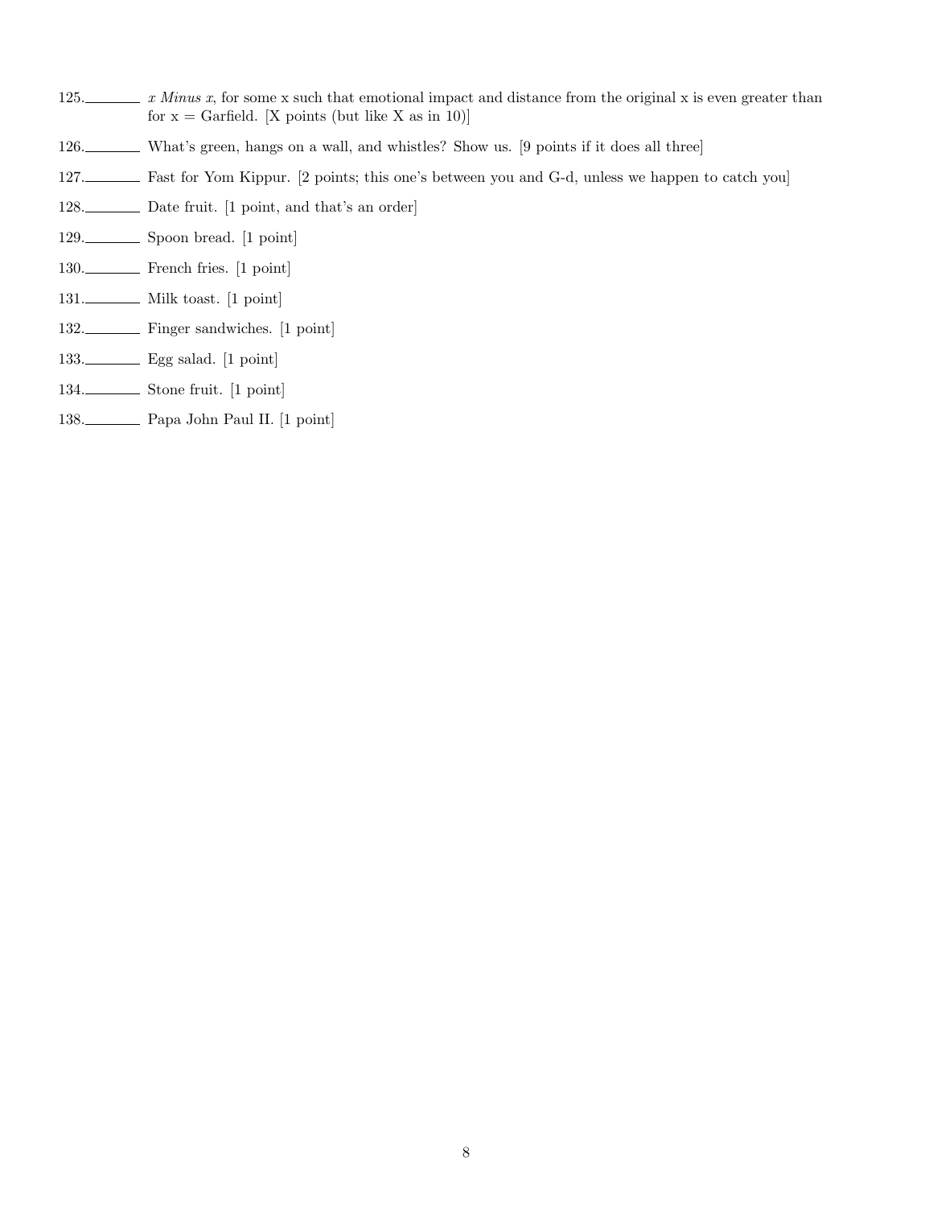125. ________ *x Minus x*, for some x such that emotional impact and distance from the original x is even greater than for x = Garfield. [X points (but like X as in 10)]

126. ________ What's green, hangs on a wall, and whistles? Show us. [9 points if it does all three]

127. ________ Fast for Yom Kippur. [2 points; this one's between you and G-d, unless we happen to catch you]

128. ________ Date fruit. [1 point, and that's an order]

129. ________ Spoon bread. [1 point]

130. ________ French fries. [1 point]

131. ________ Milk toast. [1 point]

132. ________ Finger sandwiches. [1 point]

133. ________ Egg salad. [1 point]

134. ________ Stone fruit. [1 point]

138. ________ Papa John Paul II. [1 point]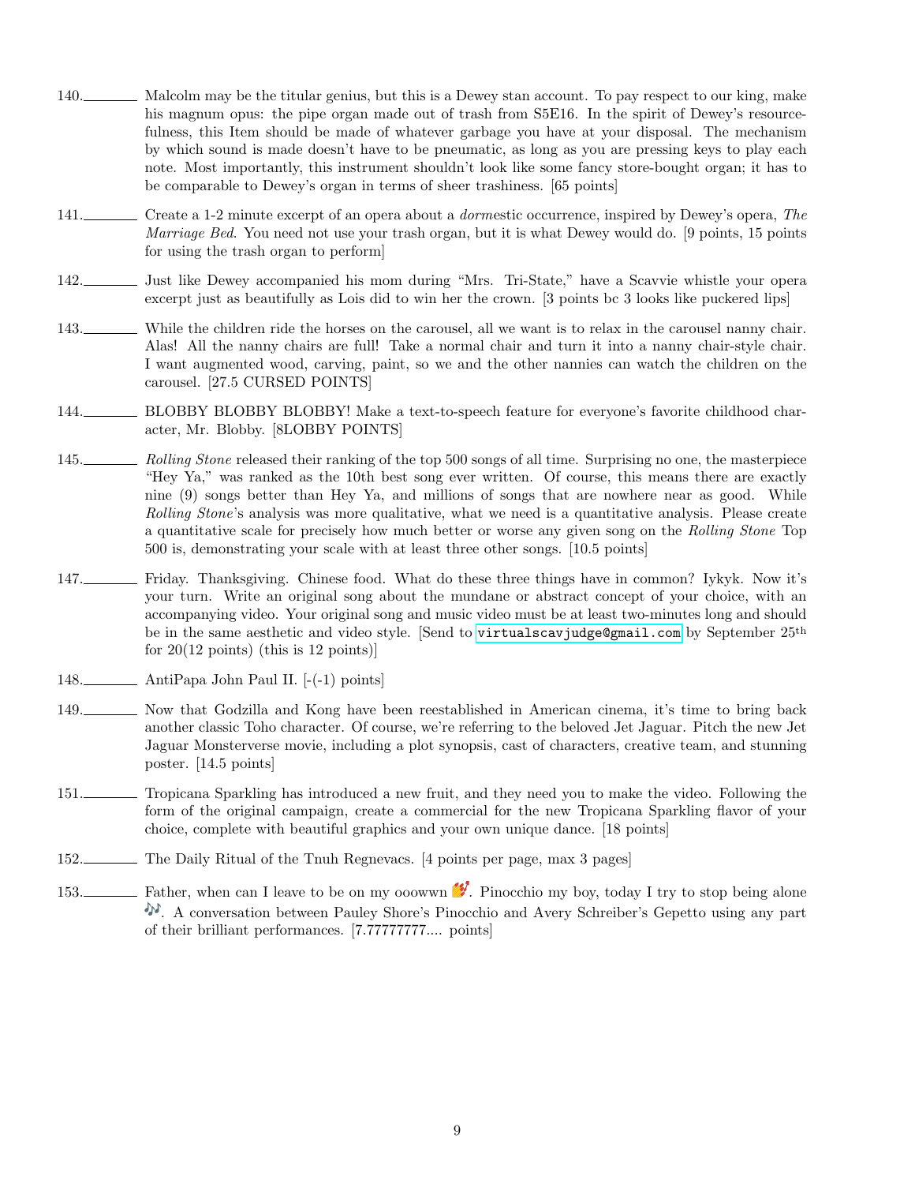140.________ Malcolm may be the titular genius, but this is a Dewey stan account. To pay respect to our king, make his magnum opus: the pipe organ made out of trash from S5E16. In the spirit of Dewey's resourcefulness, this Item should be made of whatever garbage you have at your disposal. The mechanism by which sound is made doesn't have to be pneumatic, as long as you are pressing keys to play each note. Most importantly, this instrument shouldn't look like some fancy store-bought organ; it has to be comparable to Dewey's organ in terms of sheer trashiness. [65 points]

141.________ Create a 1-2 minute excerpt of an opera about a *dorm*estic occurrence, inspired by Dewey's opera, *The Marriage Bed*. You need not use your trash organ, but it is what Dewey would do. [9 points, 15 points for using the trash organ to perform]

142.________ Just like Dewey accompanied his mom during "Mrs. Tri-State," have a Scavvie whistle your opera excerpt just as beautifully as Lois did to win her the crown. [3 points bc 3 looks like puckered lips]

143.________ While the children ride the horses on the carousel, all we want is to relax in the carousel nanny chair. Alas! All the nanny chairs are full! Take a normal chair and turn it into a nanny chair-style chair. I want augmented wood, carving, paint, so we and the other nannies can watch the children on the carousel. [27.5 CURSED POINTS]

144.________ BLOBBY BLOBBY BLOBBY! Make a text-to-speech feature for everyone's favorite childhood character, Mr. Blobby. [8LOBBY POINTS]

145.________ *Rolling Stone* released their ranking of the top 500 songs of all time. Surprising no one, the masterpiece "Hey Ya," was ranked as the 10th best song ever written. Of course, this means there are exactly nine (9) songs better than Hey Ya, and millions of songs that are nowhere near as good. While *Rolling Stone*'s analysis was more qualitative, what we need is a quantitative analysis. Please create a quantitative scale for precisely how much better or worse any given song on the *Rolling Stone* Top 500 is, demonstrating your scale with at least three other songs. [10.5 points]

147.________ Friday. Thanksgiving. Chinese food. What do these three things have in common? Iykyk. Now it's your turn. Write an original song about the mundane or abstract concept of your choice, with an accompanying video. Your original song and music video must be at least two-minutes long and should be in the same aesthetic and video style. [Send to virtualscavjudge@gmail.com by September 25th for 20(12 points) (this is 12 points)]

148.________ AntiPapa John Paul II. [-(-1) points]

149.________ Now that Godzilla and Kong have been reestablished in American cinema, it's time to bring back another classic Toho character. Of course, we're referring to the beloved Jet Jaguar. Pitch the new Jet Jaguar Monsterverse movie, including a plot synopsis, cast of characters, creative team, and stunning poster. [14.5 points]

151.________ Tropicana Sparkling has introduced a new fruit, and they need you to make the video. Following the form of the original campaign, create a commercial for the new Tropicana Sparkling flavor of your choice, complete with beautiful graphics and your own unique dance. [18 points]

152.________ The Daily Ritual of the Tnuh Regnevacs. [4 points per page, max 3 pages]

153.________ Father, when can I leave to be on my ooowwn 💕. Pinocchio my boy, today I try to stop being alone 🎶. A conversation between Pauley Shore's Pinocchio and Avery Schreiber's Gepetto using any part of their brilliant performances. [7.77777777.... points]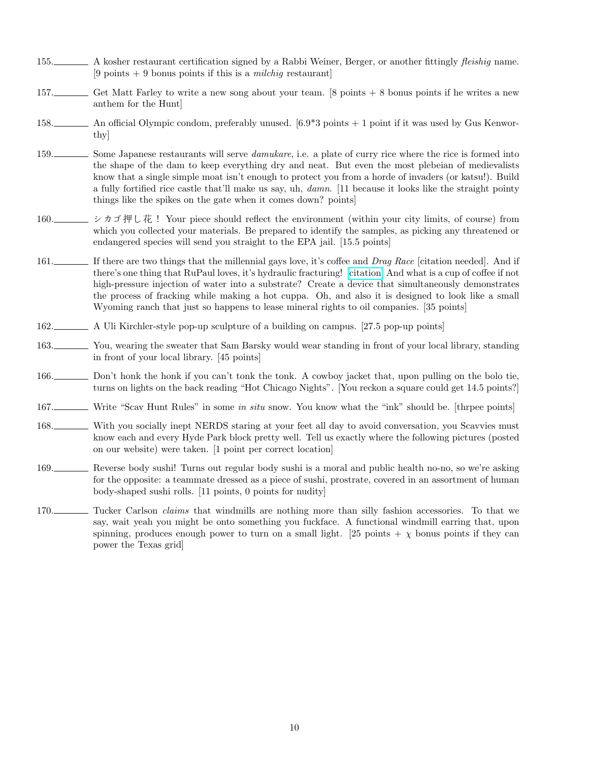155.________ A kosher restaurant certification signed by a Rabbi Weiner, Berger, or another fittingly *fleishig* name. [9 points + 9 bonus points if this is a *milchig* restaurant]

157.________ Get Matt Farley to write a new song about your team. [8 points + 8 bonus points if he writes a new anthem for the Hunt]

158.________ An official Olympic condom, preferably unused. [6.9*3 points + 1 point if it was used by Gus Kenworthy]

159.________ Some Japanese restaurants will serve *damukare*, i.e. a plate of curry rice where the rice is formed into the shape of the dam to keep everything dry and neat. But even the most plebeian of medievalists know that a single simple moat isn't enough to protect you from a horde of invaders (or katsu!). Build a fully fortified rice castle that'll make us say, uh, *damn*. [11 because it looks like the straight pointy things like the spikes on the gate when it comes down? points]

160.________ シカゴ押し花！ Your piece should reflect the environment (within your city limits, of course) from which you collected your materials. Be prepared to identify the samples, as picking any threatened or endangered species will send you straight to the EPA jail. [15.5 points]

161.________ If there are two things that the millennial gays love, it's coffee and *Drag Race* [citation needed]. And if there's one thing that RuPaul loves, it's hydraulic fracturing! [citation] And what is a cup of coffee if not high-pressure injection of water into a substrate? Create a device that simultaneously demonstrates the process of fracking while making a hot cuppa. Oh, and also it is designed to look like a small Wyoming ranch that just so happens to lease mineral rights to oil companies. [35 points]

162.________ A Uli Kirchler-style pop-up sculpture of a building on campus. [27.5 pop-up points]

163.________ You, wearing the sweater that Sam Barsky would wear standing in front of your local library, standing in front of your local library. [45 points]

166.________ Don't honk the honk if you can't tonk the tonk. A cowboy jacket that, upon pulling on the bolo tie, turns on lights on the back reading "Hot Chicago Nights". [You reckon a square could get 14.5 points?]

167.________ Write "Scav Hunt Rules" in some *in situ* snow. You know what the "ink" should be. [thrpee points]

168.________ With you socially inept NERDS staring at your feet all day to avoid conversation, you Scavvies must know each and every Hyde Park block pretty well. Tell us exactly where the following pictures (posted on our website) were taken. [1 point per correct location]

169.________ Reverse body sushi! Turns out regular body sushi is a moral and public health no-no, so we're asking for the opposite: a teammate dressed as a piece of sushi, prostrate, covered in an assortment of human body-shaped sushi rolls. [11 points, 0 points for nudity]

170.________ Tucker Carlson *claims* that windmills are nothing more than silly fashion accessories. To that we say, wait yeah you might be onto something you fuckface. A functional windmill earring that, upon spinning, produces enough power to turn on a small light. [25 points + $\chi$ bonus points if they can power the Texas grid]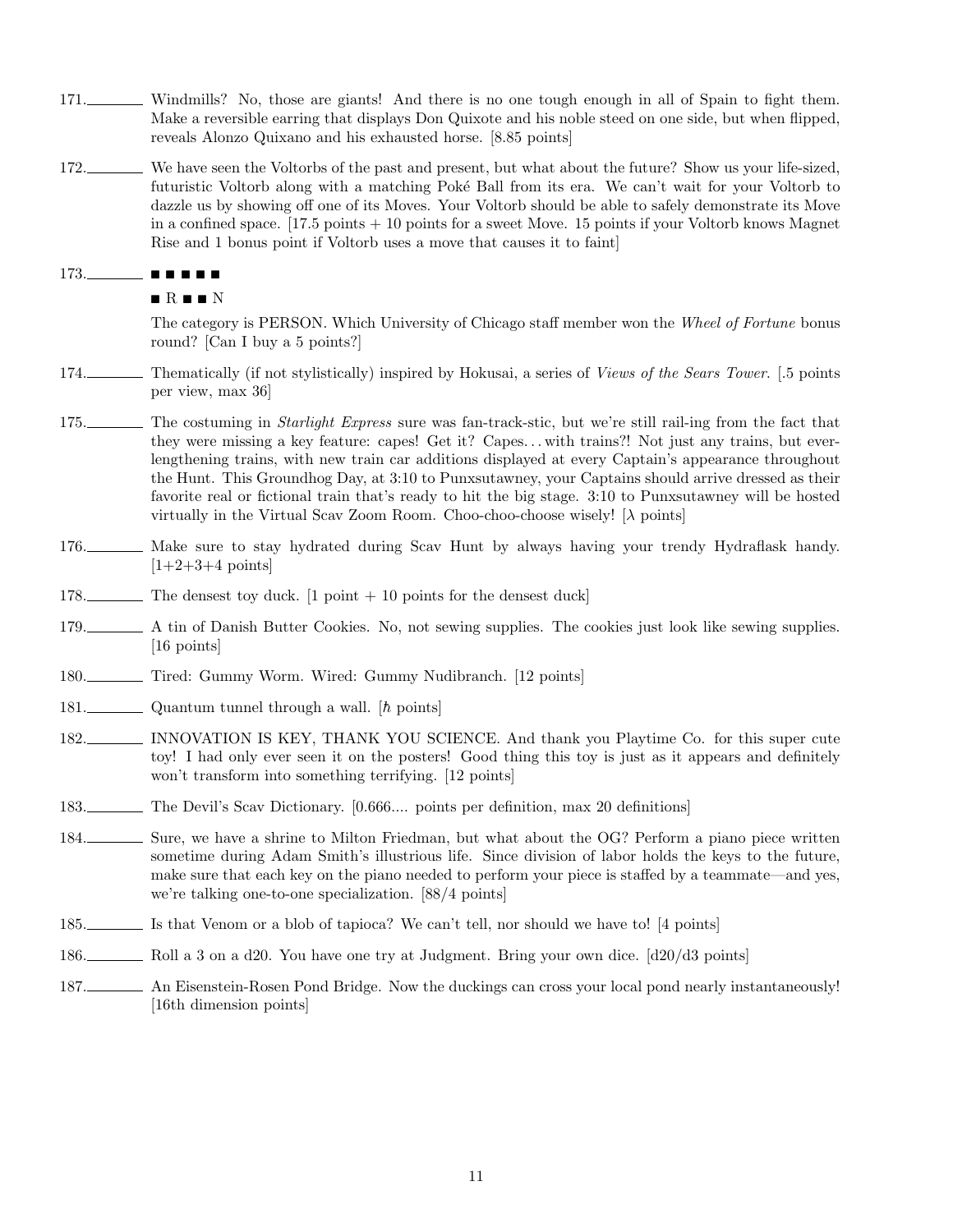171.________ Windmills? No, those are giants! And there is no one tough enough in all of Spain to fight them. Make a reversible earring that displays Don Quixote and his noble steed on one side, but when flipped, reveals Alonzo Quixano and his exhausted horse. [8.85 points]

172.________ We have seen the Voltorbs of the past and present, but what about the future? Show us your life-sized, futuristic Voltorb along with a matching Poké Ball from its era. We can't wait for your Voltorb to dazzle us by showing off one of its Moves. Your Voltorb should be able to safely demonstrate its Move in a confined space. [17.5 points + 10 points for a sweet Move. 15 points if your Voltorb knows Magnet Rise and 1 bonus point if Voltorb uses a move that causes it to faint]

173.________ ■ ■ ■ ■ ■

■ R ■ ■ N

The category is PERSON. Which University of Chicago staff member won the *Wheel of Fortune* bonus round? [Can I buy a 5 points?]

174.________ Thematically (if not stylistically) inspired by Hokusai, a series of *Views of the Sears Tower*. [.5 points per view, max 36]

175.________ The costuming in *Starlight Express* sure was fan-track-stic, but we're still rail-ing from the fact that they were missing a key feature: capes! Get it? Capes. . . with trains?! Not just any trains, but ever-lengthening trains, with new train car additions displayed at every Captain's appearance throughout the Hunt. This Groundhog Day, at 3:10 to Punxsutawney, your Captains should arrive dressed as their favorite real or fictional train that's ready to hit the big stage. 3:10 to Punxsutawney will be hosted virtually in the Virtual Scav Zoom Room. Choo-choo-choose wisely! [$\lambda$ points]

176.________ Make sure to stay hydrated during Scav Hunt by always having your trendy Hydraflask handy. [1+2+3+4 points]

178.________ The densest toy duck. [1 point + 10 points for the densest duck]

179.________ A tin of Danish Butter Cookies. No, not sewing supplies. The cookies just look like sewing supplies. [16 points]

180.________ Tired: Gummy Worm. Wired: Gummy Nudibranch. [12 points]

181.________ Quantum tunnel through a wall. [$\hbar$ points]

182.________ INNOVATION IS KEY, THANK YOU SCIENCE. And thank you Playtime Co. for this super cute toy! I had only ever seen it on the posters! Good thing this toy is just as it appears and definitely won't transform into something terrifying. [12 points]

183.________ The Devil's Scav Dictionary. [0.666.... points per definition, max 20 definitions]

184.________ Sure, we have a shrine to Milton Friedman, but what about the OG? Perform a piano piece written sometime during Adam Smith's illustrious life. Since division of labor holds the keys to the future, make sure that each key on the piano needed to perform your piece is staffed by a teammate—and yes, we're talking one-to-one specialization. [88/4 points]

185.________ Is that Venom or a blob of tapioca? We can't tell, nor should we have to! [4 points]

186.________ Roll a 3 on a d20. You have one try at Judgment. Bring your own dice. [d20/d3 points]

187.________ An Eisenstein-Rosen Pond Bridge. Now the duckings can cross your local pond nearly instantaneously! [16th dimension points]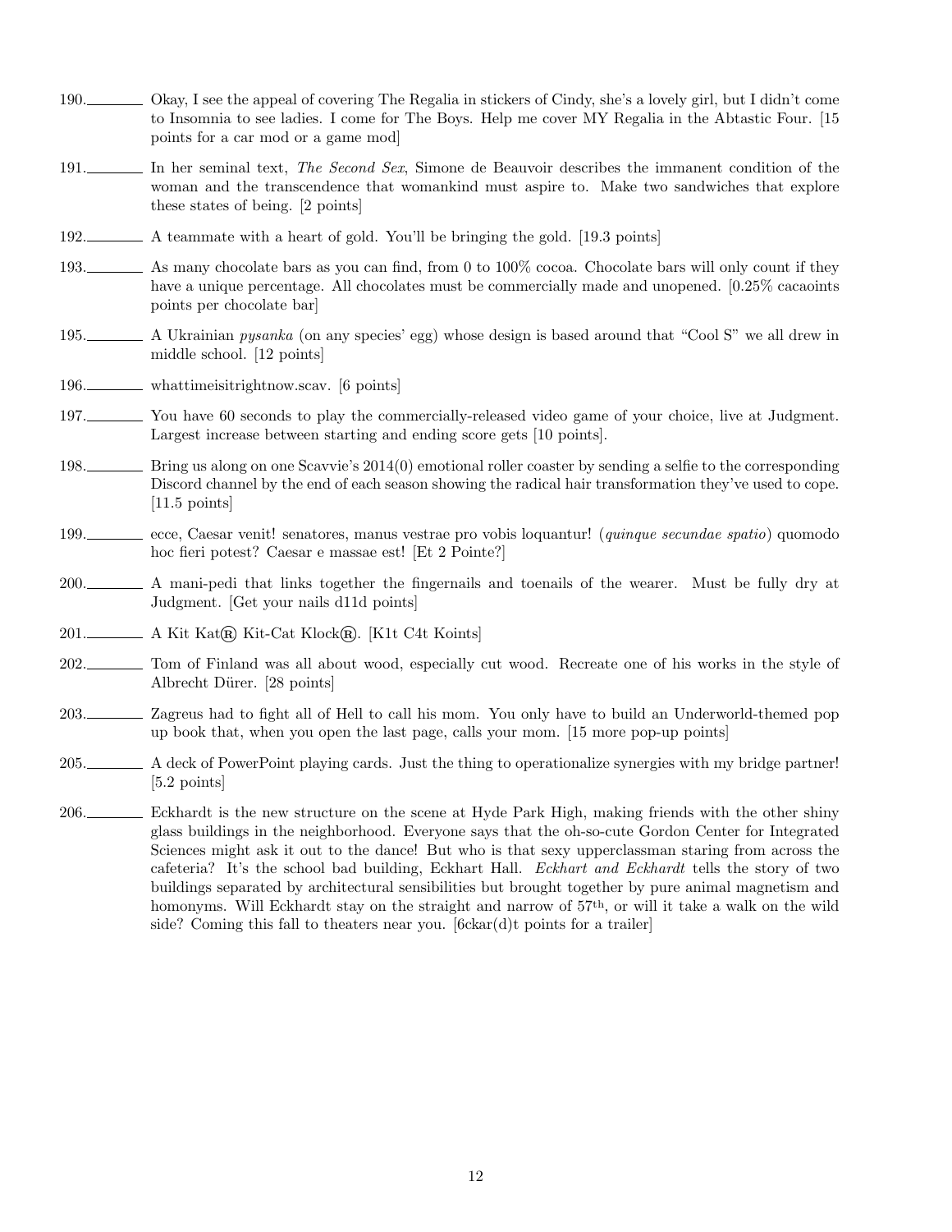190.\_\_\_\_\_\_\_\_ Okay, I see the appeal of covering The Regalia in stickers of Cindy, she's a lovely girl, but I didn't come to Insomnia to see ladies. I come for The Boys. Help me cover MY Regalia in the Abtastic Four. [15 points for a car mod or a game mod]

191.\_\_\_\_\_\_\_\_ In her seminal text, *The Second Sex*, Simone de Beauvoir describes the immanent condition of the woman and the transcendence that womankind must aspire to. Make two sandwiches that explore these states of being. [2 points]

192.\_\_\_\_\_\_\_\_ A teammate with a heart of gold. You'll be bringing the gold. [19.3 points]

193.\_\_\_\_\_\_\_\_ As many chocolate bars as you can find, from 0 to 100% cocoa. Chocolate bars will only count if they have a unique percentage. All chocolates must be commercially made and unopened. [0.25% cacaoints points per chocolate bar]

195.\_\_\_\_\_\_\_\_ A Ukrainian *pysanka* (on any species' egg) whose design is based around that "Cool S" we all drew in middle school. [12 points]

196.\_\_\_\_\_\_\_\_ whattimeisitrightnow.scav. [6 points]

197.\_\_\_\_\_\_\_\_ You have 60 seconds to play the commercially-released video game of your choice, live at Judgment. Largest increase between starting and ending score gets [10 points].

198.\_\_\_\_\_\_\_\_ Bring us along on one Scavvie's 2014(0) emotional roller coaster by sending a selfie to the corresponding Discord channel by the end of each season showing the radical hair transformation they've used to cope. [11.5 points]

199.\_\_\_\_\_\_\_\_ ecce, Caesar venit! senatores, manus vestrae pro vobis loquantur! (*quinque secundae spatio*) quomodo hoc fieri potest? Caesar e massae est! [Et 2 Pointe?]

200.\_\_\_\_\_\_\_\_ A mani-pedi that links together the fingernails and toenails of the wearer. Must be fully dry at Judgment. [Get your nails d11d points]

201.\_\_\_\_\_\_\_\_ A Kit Kat® Kit-Cat Klock®. [K1t C4t Koints]

202.\_\_\_\_\_\_\_\_ Tom of Finland was all about wood, especially cut wood. Recreate one of his works in the style of Albrecht Dürer. [28 points]

203.\_\_\_\_\_\_\_\_ Zagreus had to fight all of Hell to call his mom. You only have to build an Underworld-themed pop up book that, when you open the last page, calls your mom. [15 more pop-up points]

205.\_\_\_\_\_\_\_\_ A deck of PowerPoint playing cards. Just the thing to operationalize synergies with my bridge partner! [5.2 points]

206.\_\_\_\_\_\_\_\_ Eckhardt is the new structure on the scene at Hyde Park High, making friends with the other shiny glass buildings in the neighborhood. Everyone says that the oh-so-cute Gordon Center for Integrated Sciences might ask it out to the dance! But who is that sexy upperclassman staring from across the cafeteria? It's the school bad building, Eckhart Hall. *Eckhart and Eckhardt* tells the story of two buildings separated by architectural sensibilities but brought together by pure animal magnetism and homonyms. Will Eckhardt stay on the straight and narrow of 57th, or will it take a walk on the wild side? Coming this fall to theaters near you. [6ckar(d)t points for a trailer]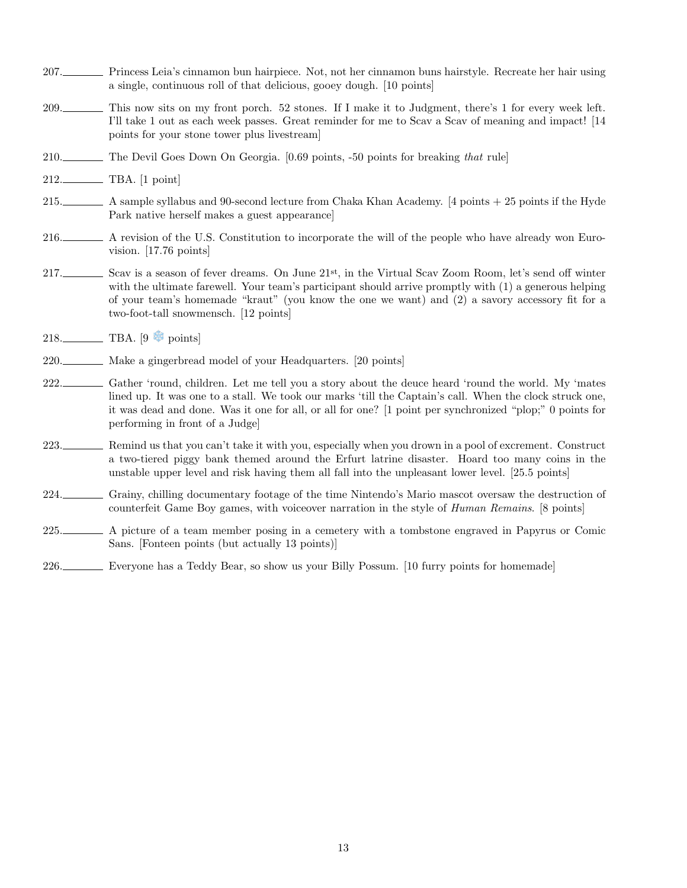207.________ Princess Leia's cinnamon bun hairpiece. Not, not her cinnamon buns hairstyle. Recreate her hair using a single, continuous roll of that delicious, gooey dough. [10 points]

209.________ This now sits on my front porch. 52 stones. If I make it to Judgment, there's 1 for every week left. I'll take 1 out as each week passes. Great reminder for me to Scav a Scav of meaning and impact! [14 points for your stone tower plus livestream]

210.________ The Devil Goes Down On Georgia. [0.69 points, -50 points for breaking *that* rule]

212.________ TBA. [1 point]

215.________ A sample syllabus and 90-second lecture from Chaka Khan Academy. [4 points + 25 points if the Hyde Park native herself makes a guest appearance]

216.________ A revision of the U.S. Constitution to incorporate the will of the people who have already won Eurovision. [17.76 points]

217.________ Scav is a season of fever dreams. On June 21st, in the Virtual Scav Zoom Room, let's send off winter with the ultimate farewell. Your team's participant should arrive promptly with (1) a generous helping of your team's homemade "kraut" (you know the one we want) and (2) a savory accessory fit for a two-foot-tall snowmensch. [12 points]

218.________ TBA. [9 ❄ points]

220.________ Make a gingerbread model of your Headquarters. [20 points]

222.________ Gather 'round, children. Let me tell you a story about the deuce heard 'round the world. My 'mates lined up. It was one to a stall. We took our marks 'till the Captain's call. When the clock struck one, it was dead and done. Was it one for all, or all for one? [1 point per synchronized "plop;" 0 points for performing in front of a Judge]

223.________ Remind us that you can't take it with you, especially when you drown in a pool of excrement. Construct a two-tiered piggy bank themed around the Erfurt latrine disaster. Hoard too many coins in the unstable upper level and risk having them all fall into the unpleasant lower level. [25.5 points]

224.________ Grainy, chilling documentary footage of the time Nintendo's Mario mascot oversaw the destruction of counterfeit Game Boy games, with voiceover narration in the style of *Human Remains*. [8 points]

225.________ A picture of a team member posing in a cemetery with a tombstone engraved in Papyrus or Comic Sans. [Fonteen points (but actually 13 points)]

226.________ Everyone has a Teddy Bear, so show us your Billy Possum. [10 furry points for homemade]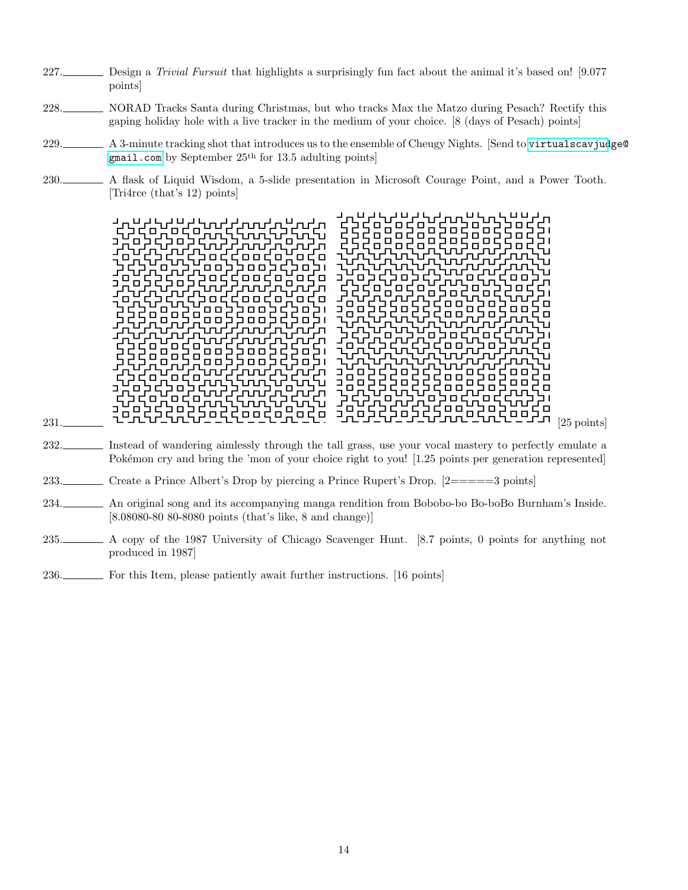227.\_\_\_\_\_\_\_\_ Design a *Trivial Fursuit* that highlights a surprisingly fun fact about the animal it's based on! [9.077 points]

228.\_\_\_\_\_\_\_\_ NORAD Tracks Santa during Christmas, but who tracks Max the Matzo during Pesach? Rectify this gaping holiday hole with a live tracker in the medium of your choice. [8 (days of Pesach) points]

229.\_\_\_\_\_\_\_\_ A 3-minute tracking shot that introduces us to the ensemble of Cheugy Nights. [Send to virtualscavjudge@gmail.com by September 25th for 13.5 adulting points]

230.\_\_\_\_\_\_\_\_ A flask of Liquid Wisdom, a 5-slide presentation in Microsoft Courage Point, and a Power Tooth. [Tri4rce (that's 12) points]

231.\_\_\_\_\_\_\_\_ [25 points]

232.\_\_\_\_\_\_\_\_ Instead of wandering aimlessly through the tall grass, use your vocal mastery to perfectly emulate a Pokémon cry and bring the 'mon of your choice right to you! [1.25 points per generation represented]

233.\_\_\_\_\_\_\_\_ Create a Prince Albert's Drop by piercing a Prince Rupert's Drop. [2=====3 points]

234.\_\_\_\_\_\_\_\_ An original song and its accompanying manga rendition from Bobobo-bo Bo-boBo Burnham's Inside. [8.08080-80 80-8080 points (that's like, 8 and change)]

235.\_\_\_\_\_\_\_\_ A copy of the 1987 University of Chicago Scavenger Hunt. [8.7 points, 0 points for anything not produced in 1987]

236.\_\_\_\_\_\_\_\_ For this Item, please patiently await further instructions. [16 points]